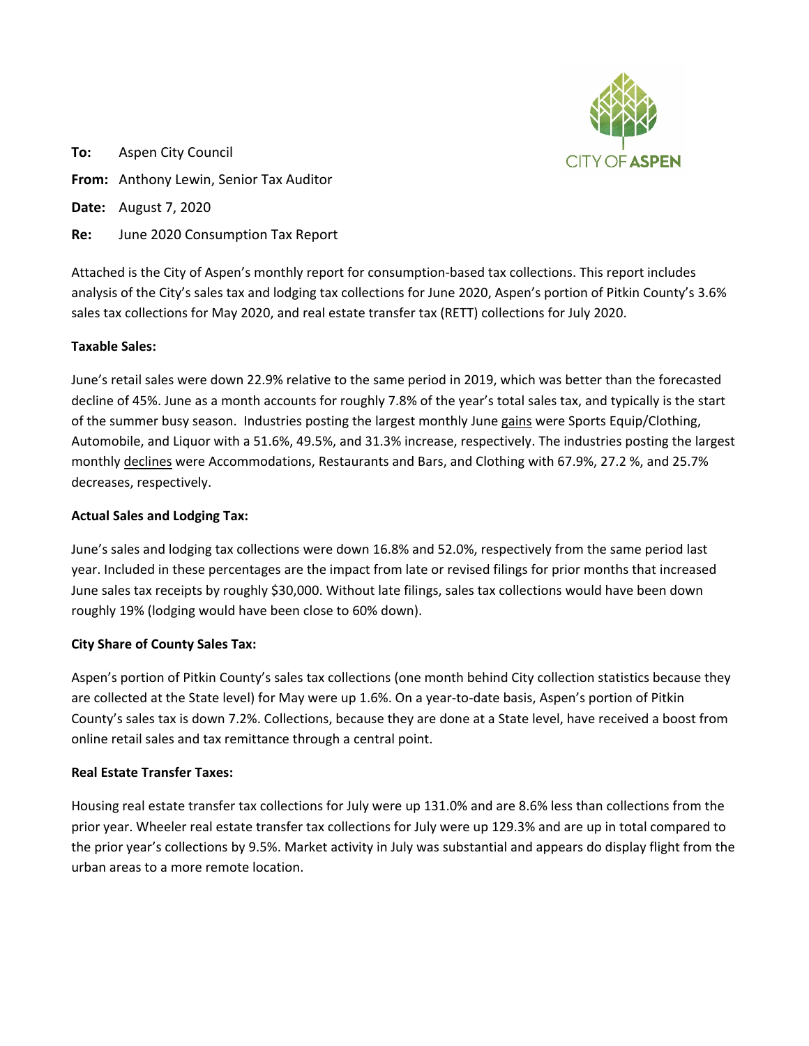**To:** Aspen City Council

**From:** Anthony Lewin, Senior Tax Auditor

**Date:** August 7, 2020

**Re:** June 2020 Consumption Tax Report

Attached is the City of Aspen's monthly report for consumption-based tax collections. This report includes analysis of the City's sales tax and lodging tax collections for June 2020, Aspen's portion of Pitkin County's 3.6% sales tax collections for May 2020, and real estate transfer tax (RETT) collections for July 2020.

**Taxable Sales:**

June's retail sales were down 22.9% relative to the same period in 2019, which was better than the forecasted decline of 45%. June as a month accounts for roughly 7.8% of the year's total sales tax, and typically is the start of the summer busy season. Industries posting the largest monthly June gains were Sports Equip/Clothing, Automobile, and Liquor with a 51.6%, 49.5%, and 31.3% increase, respectively. The industries posting the largest monthly declines were Accommodations, Restaurants and Bars, and Clothing with 67.9%, 27.2 %, and 25.7% decreases, respectively.

**Actual Sales and Lodging Tax:**

June's sales and lodging tax collections were down 16.8% and 52.0%, respectively from the same period last year. Included in these percentages are the impact from late or revised filings for prior months that increased June sales tax receipts by roughly $30,000. Without late filings, sales tax collections would have been down roughly 19% (lodging would have been close to 60% down).

**City Share of County Sales Tax:**

Aspen's portion of Pitkin County's sales tax collections (one month behind City collection statistics because they are collected at the State level) for May were up 1.6%. On a year-to-date basis, Aspen's portion of Pitkin County's sales tax is down 7.2%. Collections, because they are done at a State level, have received a boost from online retail sales and tax remittance through a central point.

**Real Estate Transfer Taxes:**

Housing real estate transfer tax collections for July were up 131.0% and are 8.6% less than collections from the prior year. Wheeler real estate transfer tax collections for July were up 129.3% and are up in total compared to the prior year's collections by 9.5%. Market activity in July was substantial and appears do display flight from the urban areas to a more remote location.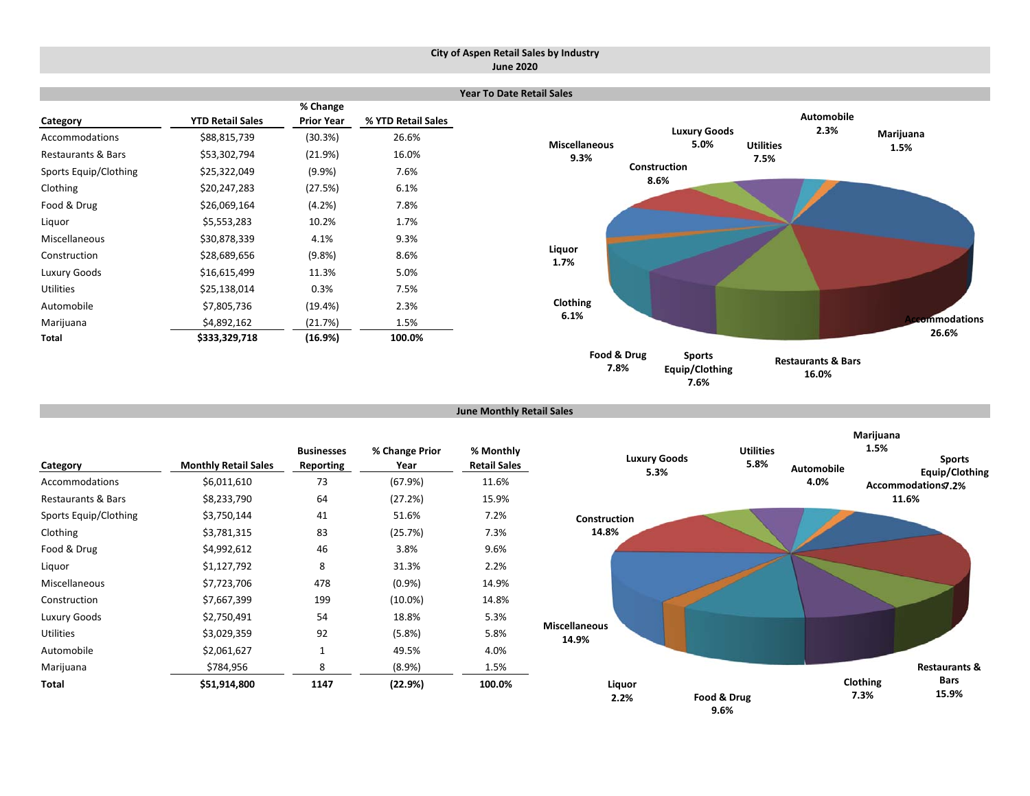# City of Aspen Retail Sales by Industry
## June 2020

### Year To Date Retail Sales

| Category | YTD Retail Sales | % Change Prior Year | % YTD Retail Sales |
|---|---|---|---|
| Accommodations | $88,815,739 | (30.3%) | 26.6% |
| Restaurants & Bars | $53,302,794 | (21.9%) | 16.0% |
| Sports Equip/Clothing | $25,322,049 | (9.9%) | 7.6% |
| Clothing | $20,247,283 | (27.5%) | 6.1% |
| Food & Drug | $26,069,164 | (4.2%) | 7.8% |
| Liquor | $5,553,283 | 10.2% | 1.7% |
| Miscellaneous | $30,878,339 | 4.1% | 9.3% |
| Construction | $28,689,656 | (9.8%) | 8.6% |
| Luxury Goods | $16,615,499 | 11.3% | 5.0% |
| Utilities | $25,138,014 | 0.3% | 7.5% |
| Automobile | $7,805,736 | (19.4%) | 2.3% |
| Marijuana | $4,892,162 | (21.7%) | 1.5% |
| **Total** | **$333,329,718** | **(16.9%)** | **100.0%** |

Accommodations 26.6%, Restaurants & Bars 16.0%, Sports Equip/Clothing 7.6%, Food & Drug 7.8%, Clothing 6.1%, Liquor 1.7%, Miscellaneous 9.3%, Construction 8.6%, Luxury Goods 5.0%, Utilities 7.5%, Automobile 2.3%, Marijuana 1.5%

### June Monthly Retail Sales

| Category | Monthly Retail Sales | Businesses Reporting | % Change Prior Year | % Monthly Retail Sales |
|---|---|---|---|---|
| Accommodations | $6,011,610 | 73 | (67.9%) | 11.6% |
| Restaurants & Bars | $8,233,790 | 64 | (27.2%) | 15.9% |
| Sports Equip/Clothing | $3,750,144 | 41 | 51.6% | 7.2% |
| Clothing | $3,781,315 | 83 | (25.7%) | 7.3% |
| Food & Drug | $4,992,612 | 46 | 3.8% | 9.6% |
| Liquor | $1,127,792 | 8 | 31.3% | 2.2% |
| Miscellaneous | $7,723,706 | 478 | (0.9%) | 14.9% |
| Construction | $7,667,399 | 199 | (10.0%) | 14.8% |
| Luxury Goods | $2,750,491 | 54 | 18.8% | 5.3% |
| Utilities | $3,029,359 | 92 | (5.8%) | 5.8% |
| Automobile | $2,061,627 | 1 | 49.5% | 4.0% |
| Marijuana | $784,956 | 8 | (8.9%) | 1.5% |
| **Total** | **$51,914,800** | **1147** | **(22.9%)** | **100.0%** |

Marijuana 1.5%, Sports Equip/Clothing 7.2%, Accommodations 11.6%, Utilities 5.8%, Automobile 4.0%, Luxury Goods 5.3%, Construction 14.8%, Miscellaneous 14.9%, Liquor 2.2%, Food & Drug 9.6%, Clothing 7.3%, Restaurants & Bars 15.9%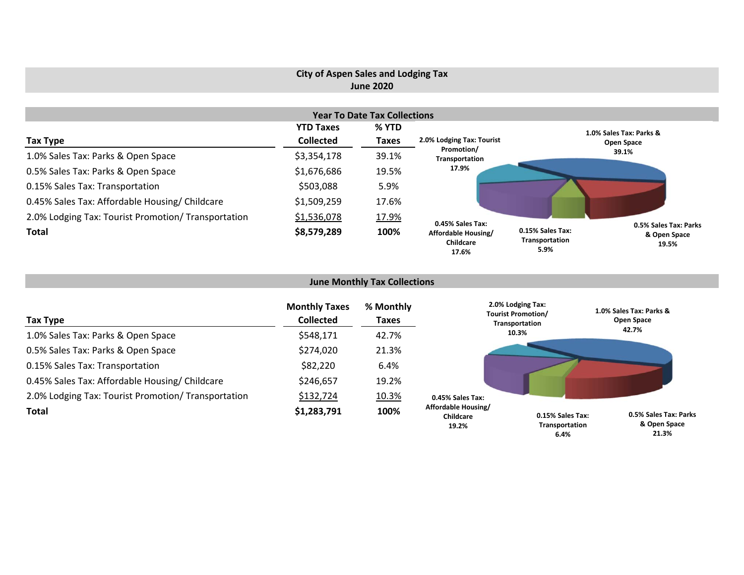## City of Aspen Sales and Lodging Tax
## June 2020

### Year To Date Tax Collections

| Tax Type | YTD Taxes Collected | % YTD Taxes |
|---|---|---|
| 1.0% Sales Tax: Parks & Open Space | $3,354,178 | 39.1% |
| 0.5% Sales Tax: Parks & Open Space | $1,676,686 | 19.5% |
| 0.15% Sales Tax: Transportation | $503,088 | 5.9% |
| 0.45% Sales Tax: Affordable Housing/ Childcare | $1,509,259 | 17.6% |
| 2.0% Lodging Tax: Tourist Promotion/ Transportation | $1,536,078 | 17.9% |
| **Total** | **$8,579,289** | **100%** |

2.0% Lodging Tax: Tourist Promotion/ Transportation 17.9%

1.0% Sales Tax: Parks & Open Space 39.1%

0.45% Sales Tax: Affordable Housing/ Childcare 17.6%

0.15% Sales Tax: Transportation 5.9%

0.5% Sales Tax: Parks & Open Space 19.5%

### June Monthly Tax Collections

| Tax Type | Monthly Taxes Collected | % Monthly Taxes |
|---|---|---|
| 1.0% Sales Tax: Parks & Open Space | $548,171 | 42.7% |
| 0.5% Sales Tax: Parks & Open Space | $274,020 | 21.3% |
| 0.15% Sales Tax: Transportation | $82,220 | 6.4% |
| 0.45% Sales Tax: Affordable Housing/ Childcare | $246,657 | 19.2% |
| 2.0% Lodging Tax: Tourist Promotion/ Transportation | $132,724 | 10.3% |
| **Total** | **$1,283,791** | **100%** |

2.0% Lodging Tax: Tourist Promotion/ Transportation 10.3%

1.0% Sales Tax: Parks & Open Space 42.7%

0.45% Sales Tax: Affordable Housing/ Childcare 19.2%

0.15% Sales Tax: Transportation 6.4%

0.5% Sales Tax: Parks & Open Space 21.3%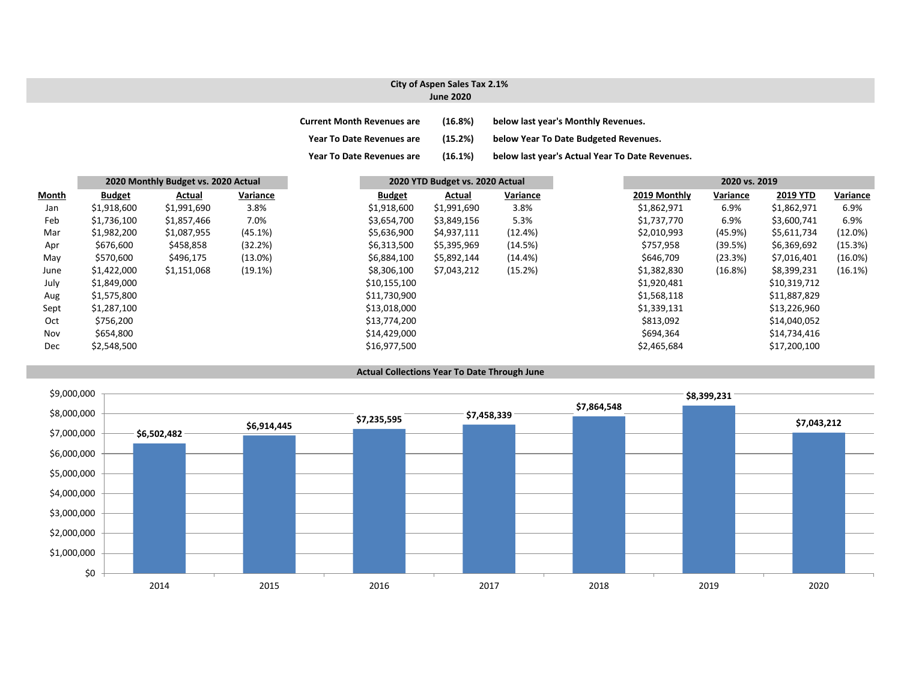## City of Aspen Sales Tax 2.1%
### June 2020

| | | |
|---|---|---|
| **Current Month Revenues are** | **(16.8%)** | **below last year's Monthly Revenues.** |
| **Year To Date Revenues are** | **(15.2%)** | **below Year To Date Budgeted Revenues.** |
| **Year To Date Revenues are** | **(16.1%)** | **below last year's Actual Year To Date Revenues.** |

| | 2020 Monthly Budget vs. 2020 Actual | | | 2020 YTD Budget vs. 2020 Actual | | | 2020 vs. 2019 | | | |
|---|---|---|---|---|---|---|---|---|---|---|
| **Month** | **Budget** | **Actual** | **Variance** | **Budget** | **Actual** | **Variance** | **2019 Monthly** | **Variance** | **2019 YTD** | **Variance** |
| Jan | $1,918,600 | $1,991,690 | 3.8% | $1,918,600 | $1,991,690 | 3.8% | $1,862,971 | 6.9% | $1,862,971 | 6.9% |
| Feb | $1,736,100 | $1,857,466 | 7.0% | $3,654,700 | $3,849,156 | 5.3% | $1,737,770 | 6.9% | $3,600,741 | 6.9% |
| Mar | $1,982,200 | $1,087,955 | (45.1%) | $5,636,900 | $4,937,111 | (12.4%) | $2,010,993 | (45.9%) | $5,611,734 | (12.0%) |
| Apr | $676,600 | $458,858 | (32.2%) | $6,313,500 | $5,395,969 | (14.5%) | $757,958 | (39.5%) | $6,369,692 | (15.3%) |
| May | $570,600 | $496,175 | (13.0%) | $6,884,100 | $5,892,144 | (14.4%) | $646,709 | (23.3%) | $7,016,401 | (16.0%) |
| June | $1,422,000 | $1,151,068 | (19.1%) | $8,306,100 | $7,043,212 | (15.2%) | $1,382,830 | (16.8%) | $8,399,231 | (16.1%) |
| July | $1,849,000 | | | $10,155,100 | | | $1,920,481 | | $10,319,712 | |
| Aug | $1,575,800 | | | $11,730,900 | | | $1,568,118 | | $11,887,829 | |
| Sept | $1,287,100 | | | $13,018,000 | | | $1,339,131 | | $13,226,960 | |
| Oct | $756,200 | | | $13,774,200 | | | $813,092 | | $14,040,052 | |
| Nov | $654,800 | | | $14,429,000 | | | $694,364 | | $14,734,416 | |
| Dec | $2,548,500 | | | $16,977,500 | | | $2,465,684 | | $17,200,100 | |

### Actual Collections Year To Date Through June

| Year | Amount |
|---|---|
| 2014 | $6,502,482 |
| 2015 | $6,914,445 |
| 2016 | $7,235,595 |
| 2017 | $7,458,339 |
| 2018 | $7,864,548 |
| 2019 | $8,399,231 |
| 2020 | $7,043,212 |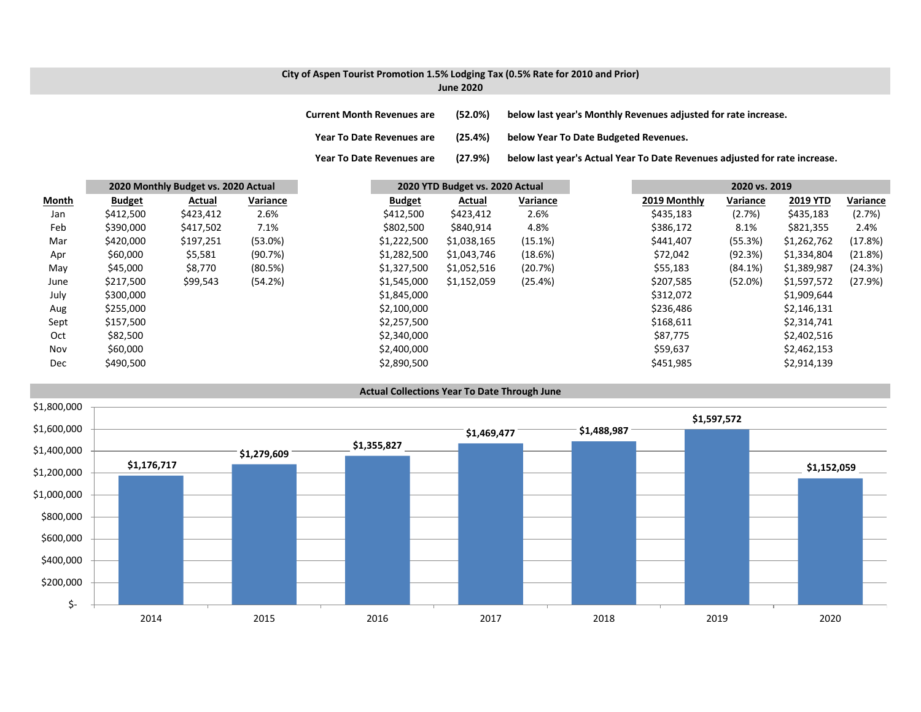**City of Aspen Tourist Promotion 1.5% Lodging Tax (0.5% Rate for 2010 and Prior)**
**June 2020**

**Current Month Revenues are (52.0%) below last year's Monthly Revenues adjusted for rate increase.**

**Year To Date Revenues are (25.4%) below Year To Date Budgeted Revenues.**

**Year To Date Revenues are (27.9%) below last year's Actual Year To Date Revenues adjusted for rate increase.**

| | 2020 Monthly Budget vs. 2020 Actual | | | 2020 YTD Budget vs. 2020 Actual | | | 2020 vs. 2019 | | | |
|---|---|---|---|---|---|---|---|---|---|---|
| **Month** | **Budget** | **Actual** | **Variance** | **Budget** | **Actual** | **Variance** | **2019 Monthly** | **Variance** | **2019 YTD** | **Variance** |
| Jan | $412,500 | $423,412 | 2.6% | $412,500 | $423,412 | 2.6% | $435,183 | (2.7%) | $435,183 | (2.7%) |
| Feb | $390,000 | $417,502 | 7.1% | $802,500 | $840,914 | 4.8% | $386,172 | 8.1% | $821,355 | 2.4% |
| Mar | $420,000 | $197,251 | (53.0%) | $1,222,500 | $1,038,165 | (15.1%) | $441,407 | (55.3%) | $1,262,762 | (17.8%) |
| Apr | $60,000 | $5,581 | (90.7%) | $1,282,500 | $1,043,746 | (18.6%) | $72,042 | (92.3%) | $1,334,804 | (21.8%) |
| May | $45,000 | $8,770 | (80.5%) | $1,327,500 | $1,052,516 | (20.7%) | $55,183 | (84.1%) | $1,389,987 | (24.3%) |
| June | $217,500 | $99,543 | (54.2%) | $1,545,000 | $1,152,059 | (25.4%) | $207,585 | (52.0%) | $1,597,572 | (27.9%) |
| July | $300,000 | | | $1,845,000 | | | $312,072 | | $1,909,644 | |
| Aug | $255,000 | | | $2,100,000 | | | $236,486 | | $2,146,131 | |
| Sept | $157,500 | | | $2,257,500 | | | $168,611 | | $2,314,741 | |
| Oct | $82,500 | | | $2,340,000 | | | $87,775 | | $2,402,516 | |
| Nov | $60,000 | | | $2,400,000 | | | $59,637 | | $2,462,153 | |
| Dec | $490,500 | | | $2,890,500 | | | $451,985 | | $2,914,139 | |

**Actual Collections Year To Date Through June**

| Year | Collections |
|---|---|
| 2014 | $1,176,717 |
| 2015 | $1,279,609 |
| 2016 | $1,355,827 |
| 2017 | $1,469,477 |
| 2018 | $1,488,987 |
| 2019 | $1,597,572 |
| 2020 | $1,152,059 |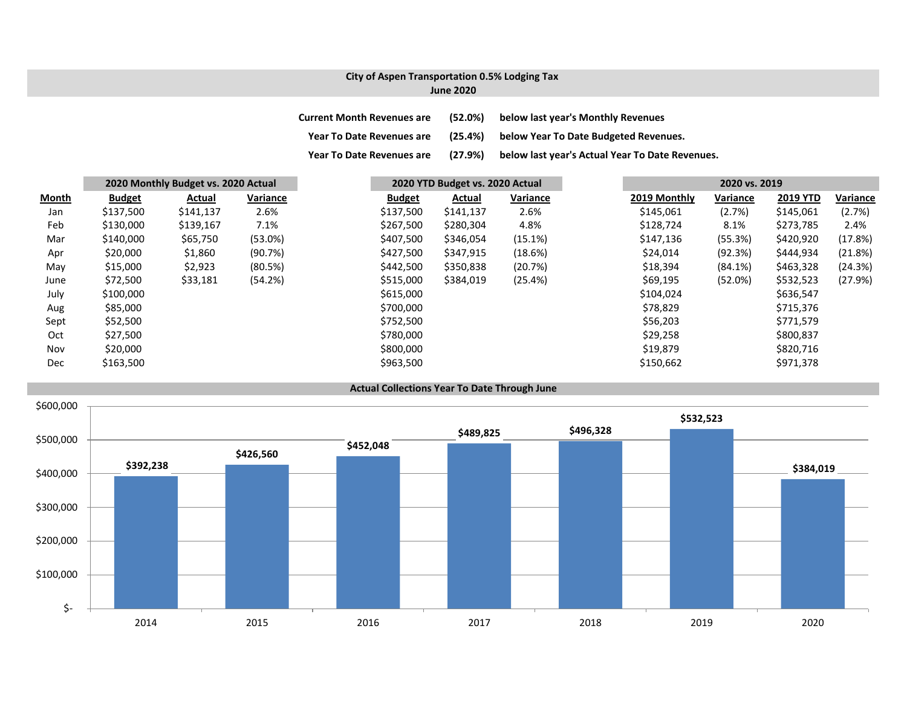**City of Aspen Transportation 0.5% Lodging Tax**
**June 2020**

**Current Month Revenues are (52.0%) below last year's Monthly Revenues**

**Year To Date Revenues are (25.4%) below Year To Date Budgeted Revenues.**

**Year To Date Revenues are (27.9%) below last year's Actual Year To Date Revenues.**

| | 2020 Monthly Budget vs. 2020 Actual | | | 2020 YTD Budget vs. 2020 Actual | | | 2020 vs. 2019 | | | |
|---|---|---|---|---|---|---|---|---|---|---|
| **Month** | **Budget** | **Actual** | **Variance** | **Budget** | **Actual** | **Variance** | **2019 Monthly** | **Variance** | **2019 YTD** | **Variance** |
| Jan | $137,500 | $141,137 | 2.6% | $137,500 | $141,137 | 2.6% | $145,061 | (2.7%) | $145,061 | (2.7%) |
| Feb | $130,000 | $139,167 | 7.1% | $267,500 | $280,304 | 4.8% | $128,724 | 8.1% | $273,785 | 2.4% |
| Mar | $140,000 | $65,750 | (53.0%) | $407,500 | $346,054 | (15.1%) | $147,136 | (55.3%) | $420,920 | (17.8%) |
| Apr | $20,000 | $1,860 | (90.7%) | $427,500 | $347,915 | (18.6%) | $24,014 | (92.3%) | $444,934 | (21.8%) |
| May | $15,000 | $2,923 | (80.5%) | $442,500 | $350,838 | (20.7%) | $18,394 | (84.1%) | $463,328 | (24.3%) |
| June | $72,500 | $33,181 | (54.2%) | $515,000 | $384,019 | (25.4%) | $69,195 | (52.0%) | $532,523 | (27.9%) |
| July | $100,000 | | | $615,000 | | | $104,024 | | $636,547 | |
| Aug | $85,000 | | | $700,000 | | | $78,829 | | $715,376 | |
| Sept | $52,500 | | | $752,500 | | | $56,203 | | $771,579 | |
| Oct | $27,500 | | | $780,000 | | | $29,258 | | $800,837 | |
| Nov | $20,000 | | | $800,000 | | | $19,879 | | $820,716 | |
| Dec | $163,500 | | | $963,500 | | | $150,662 | | $971,378 | |

**Actual Collections Year To Date Through June**

| Year | Amount |
|---|---|
| 2014 | $392,238 |
| 2015 | $426,560 |
| 2016 | $452,048 |
| 2017 | $489,825 |
| 2018 | $496,328 |
| 2019 | $532,523 |
| 2020 | $384,019 |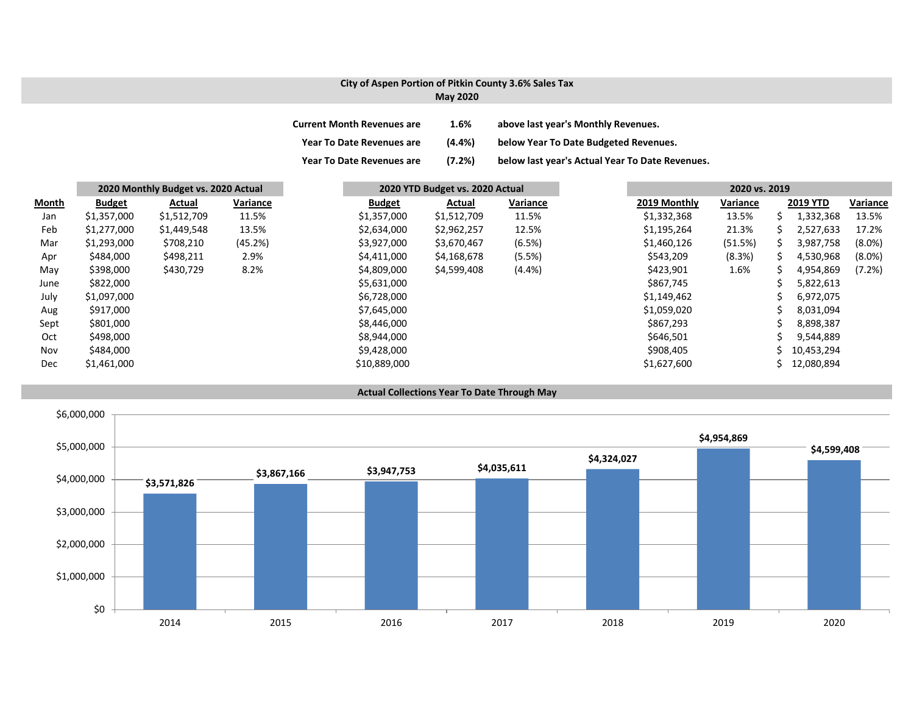**City of Aspen Portion of Pitkin County 3.6% Sales Tax**
**May 2020**

| | | |
|---|---|---|
| **Current Month Revenues are** | **1.6%** | **above last year's Monthly Revenues.** |
| **Year To Date Revenues are** | **(4.4%)** | **below Year To Date Budgeted Revenues.** |
| **Year To Date Revenues are** | **(7.2%)** | **below last year's Actual Year To Date Revenues.** |

| | 2020 Monthly Budget vs. 2020 Actual | | | 2020 YTD Budget vs. 2020 Actual | | | 2020 vs. 2019 | | | |
|---|---|---|---|---|---|---|---|---|---|---|
| **Month** | **Budget** | **Actual** | **Variance** | **Budget** | **Actual** | **Variance** | **2019 Monthly** | **Variance** | **2019 YTD** | **Variance** |
| Jan | $1,357,000 | $1,512,709 | 11.5% | $1,357,000 | $1,512,709 | 11.5% | $1,332,368 | 13.5% | $ 1,332,368 | 13.5% |
| Feb | $1,277,000 | $1,449,548 | 13.5% | $2,634,000 | $2,962,257 | 12.5% | $1,195,264 | 21.3% | $ 2,527,633 | 17.2% |
| Mar | $1,293,000 | $708,210 | (45.2%) | $3,927,000 | $3,670,467 | (6.5%) | $1,460,126 | (51.5%) | $ 3,987,758 | (8.0%) |
| Apr | $484,000 | $498,211 | 2.9% | $4,411,000 | $4,168,678 | (5.5%) | $543,209 | (8.3%) | $ 4,530,968 | (8.0%) |
| May | $398,000 | $430,729 | 8.2% | $4,809,000 | $4,599,408 | (4.4%) | $423,901 | 1.6% | $ 4,954,869 | (7.2%) |
| June | $822,000 | | | $5,631,000 | | | $867,745 | | $ 5,822,613 | |
| July | $1,097,000 | | | $6,728,000 | | | $1,149,462 | | $ 6,972,075 | |
| Aug | $917,000 | | | $7,645,000 | | | $1,059,020 | | $ 8,031,094 | |
| Sept | $801,000 | | | $8,446,000 | | | $867,293 | | $ 8,898,387 | |
| Oct | $498,000 | | | $8,944,000 | | | $646,501 | | $ 9,544,889 | |
| Nov | $484,000 | | | $9,428,000 | | | $908,405 | | $ 10,453,294 | |
| Dec | $1,461,000 | | | $10,889,000 | | | $1,627,600 | | $ 12,080,894 | |

**Actual Collections Year To Date Through May**

| Year | Collections |
|---|---|
| 2014 | $3,571,826 |
| 2015 | $3,867,166 |
| 2016 | $3,947,753 |
| 2017 | $4,035,611 |
| 2018 | $4,324,027 |
| 2019 | $4,954,869 |
| 2020 | $4,599,408 |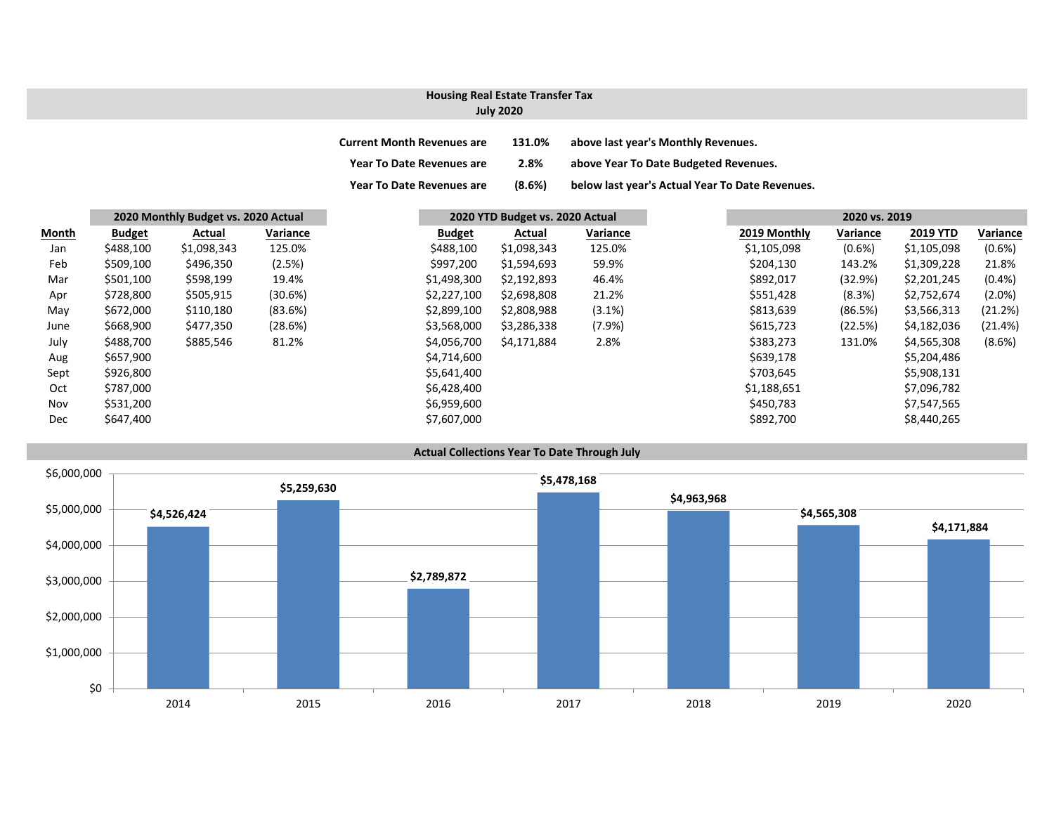## Housing Real Estate Transfer Tax
### July 2020

**Current Month Revenues are 131.0% above last year's Monthly Revenues.**

**Year To Date Revenues are 2.8% above Year To Date Budgeted Revenues.**

**Year To Date Revenues are (8.6%) below last year's Actual Year To Date Revenues.**

| | 2020 Monthly Budget vs. 2020 Actual | | | 2020 YTD Budget vs. 2020 Actual | | | 2020 vs. 2019 | | | |
|---|---|---|---|---|---|---|---|---|---|---|
| Month | Budget | Actual | Variance | Budget | Actual | Variance | 2019 Monthly | Variance | 2019 YTD | Variance |
| Jan | $488,100 | $1,098,343 | 125.0% | $488,100 | $1,098,343 | 125.0% | $1,105,098 | (0.6%) | $1,105,098 | (0.6%) |
| Feb | $509,100 | $496,350 | (2.5%) | $997,200 | $1,594,693 | 59.9% | $204,130 | 143.2% | $1,309,228 | 21.8% |
| Mar | $501,100 | $598,199 | 19.4% | $1,498,300 | $2,192,893 | 46.4% | $892,017 | (32.9%) | $2,201,245 | (0.4%) |
| Apr | $728,800 | $505,915 | (30.6%) | $2,227,100 | $2,698,808 | 21.2% | $551,428 | (8.3%) | $2,752,674 | (2.0%) |
| May | $672,000 | $110,180 | (83.6%) | $2,899,100 | $2,808,988 | (3.1%) | $813,639 | (86.5%) | $3,566,313 | (21.2%) |
| June | $668,900 | $477,350 | (28.6%) | $3,568,000 | $3,286,338 | (7.9%) | $615,723 | (22.5%) | $4,182,036 | (21.4%) |
| July | $488,700 | $885,546 | 81.2% | $4,056,700 | $4,171,884 | 2.8% | $383,273 | 131.0% | $4,565,308 | (8.6%) |
| Aug | $657,900 | | | $4,714,600 | | | $639,178 | | $5,204,486 | |
| Sept | $926,800 | | | $5,641,400 | | | $703,645 | | $5,908,131 | |
| Oct | $787,000 | | | $6,428,400 | | | $1,188,651 | | $7,096,782 | |
| Nov | $531,200 | | | $6,959,600 | | | $450,783 | | $7,547,565 | |
| Dec | $647,400 | | | $7,607,000 | | | $892,700 | | $8,440,265 | |

### Actual Collections Year To Date Through July

| Year | Amount |
|---|---|
| 2014 | $4,526,424 |
| 2015 | $5,259,630 |
| 2016 | $2,789,872 |
| 2017 | $5,478,168 |
| 2018 | $4,963,968 |
| 2019 | $4,565,308 |
| 2020 | $4,171,884 |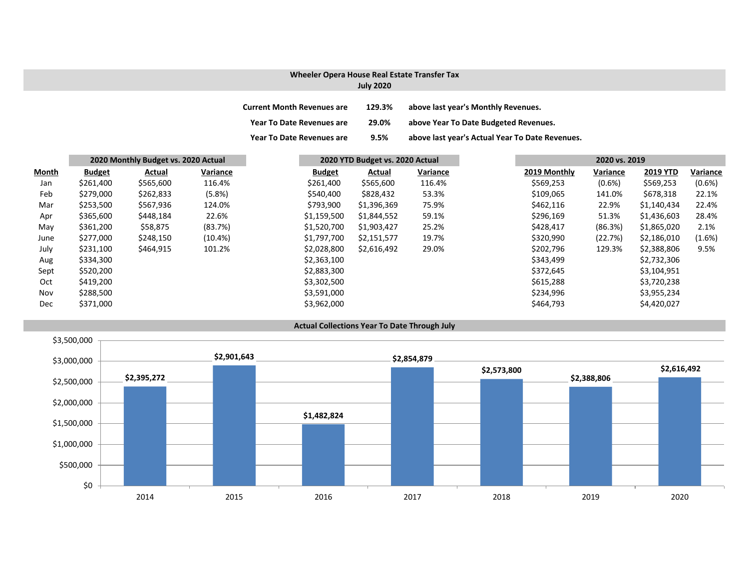**Wheeler Opera House Real Estate Transfer Tax**
**July 2020**

| | | |
|---|---|---|
| **Current Month Revenues are** | **129.3%** | **above last year's Monthly Revenues.** |
| **Year To Date Revenues are** | **29.0%** | **above Year To Date Budgeted Revenues.** |
| **Year To Date Revenues are** | **9.5%** | **above last year's Actual Year To Date Revenues.** |

| | 2020 Monthly Budget vs. 2020 Actual | | | 2020 YTD Budget vs. 2020 Actual | | | 2020 vs. 2019 | | | |
|---|---|---|---|---|---|---|---|---|---|---|
| **Month** | **Budget** | **Actual** | **Variance** | **Budget** | **Actual** | **Variance** | **2019 Monthly** | **Variance** | **2019 YTD** | **Variance** |
| Jan | $261,400 | $565,600 | 116.4% | $261,400 | $565,600 | 116.4% | $569,253 | (0.6%) | $569,253 | (0.6%) |
| Feb | $279,000 | $262,833 | (5.8%) | $540,400 | $828,432 | 53.3% | $109,065 | 141.0% | $678,318 | 22.1% |
| Mar | $253,500 | $567,936 | 124.0% | $793,900 | $1,396,369 | 75.9% | $462,116 | 22.9% | $1,140,434 | 22.4% |
| Apr | $365,600 | $448,184 | 22.6% | $1,159,500 | $1,844,552 | 59.1% | $296,169 | 51.3% | $1,436,603 | 28.4% |
| May | $361,200 | $58,875 | (83.7%) | $1,520,700 | $1,903,427 | 25.2% | $428,417 | (86.3%) | $1,865,020 | 2.1% |
| June | $277,000 | $248,150 | (10.4%) | $1,797,700 | $2,151,577 | 19.7% | $320,990 | (22.7%) | $2,186,010 | (1.6%) |
| July | $231,100 | $464,915 | 101.2% | $2,028,800 | $2,616,492 | 29.0% | $202,796 | 129.3% | $2,388,806 | 9.5% |
| Aug | $334,300 | | | $2,363,100 | | | $343,499 | | $2,732,306 | |
| Sept | $520,200 | | | $2,883,300 | | | $372,645 | | $3,104,951 | |
| Oct | $419,200 | | | $3,302,500 | | | $615,288 | | $3,720,238 | |
| Nov | $288,500 | | | $3,591,000 | | | $234,996 | | $3,955,234 | |
| Dec | $371,000 | | | $3,962,000 | | | $464,793 | | $4,420,027 | |

**Actual Collections Year To Date Through July**

$3,500,000
$3,000,000
$2,500,000
$2,000,000
$1,500,000
$1,000,000
$500,000
$0

2014: $2,395,272
2015: $2,901,643
2016: $1,482,824
2017: $2,854,879
2018: $2,573,800
2019: $2,388,806
2020: $2,616,492